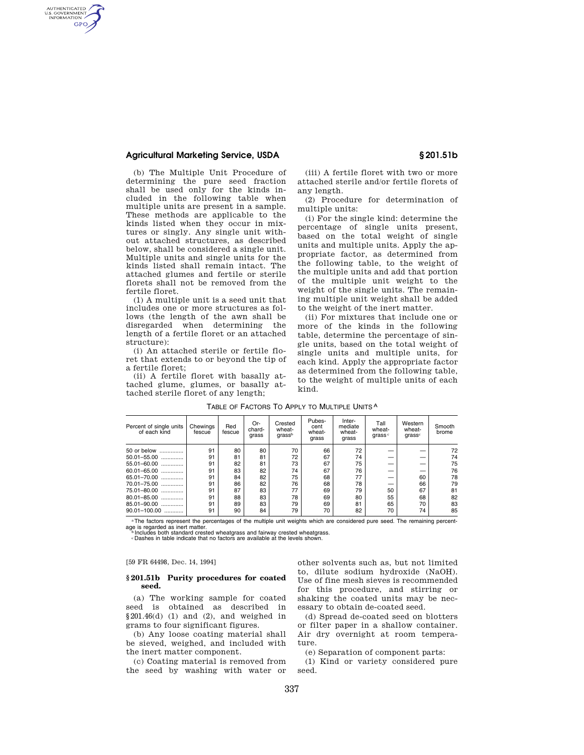(b) The Multiple Unit Procedure of determining the pure seed fraction shall be used only for the kinds included in the following table when multiple units are present in a sample. These methods are applicable to the kinds listed when they occur in mixtures or singly. Any single unit without attached structures, as described below, shall be considered a single unit. Multiple units and single units for the kinds listed shall remain intact. The attached glumes and fertile or sterile florets shall not be removed from the fertile floret.

(1) A multiple unit is a seed unit that includes one or more structures as follows (the length of the awn shall be disregarded when determining the length of a fertile floret or an attached structure):

(i) An attached sterile or fertile floret that extends to or beyond the tip of a fertile floret;

(ii) A fertile floret with basally attached glume, glumes, or basally attached sterile floret of any length;

(iii) A fertile floret with two or more attached sterile and/or fertile florets of any length.

(2) Procedure for determination of multiple units:

(i) For the single kind: determine the percentage of single units present, based on the total weight of single units and multiple units. Apply the appropriate factor, as determined from the following table, to the weight of the multiple units and add that portion of the multiple unit weight to the weight of the single units. The remaining multiple unit weight shall be added to the weight of the inert matter.

(ii) For mixtures that include one or more of the kinds in the following table, determine the percentage of single units, based on the total weight of single units and multiple units, for each kind. Apply the appropriate factor as determined from the following table, to the weight of multiple units of each kind.

TABLE OF FACTORS TO APPLY TO MULTIPLE UNITS [A]

| Percent of single units of each kind | Chewings fescue | Red fescue | Orchardgrass | Crested wheatgrass[b] | Pubescent wheatgrass | Intermediate wheatgrass | Tall wheatgrass[c] | Western wheatgrass[c] | Smooth brome |
|---|---|---|---|---|---|---|---|---|---|
| 50 or below | 91 | 80 | 80 | 70 | 66 | 72 | — | — | 72 |
| 50.01–55.00 | 91 | 81 | 81 | 72 | 67 | 74 | — | — | 74 |
| 55.01–60.00 | 91 | 82 | 81 | 73 | 67 | 75 | — | — | 75 |
| 60.01–65.00 | 91 | 83 | 82 | 74 | 67 | 76 | — | — | 76 |
| 65.01–70.00 | 91 | 84 | 82 | 75 | 68 | 77 | — | 60 | 78 |
| 70.01–75.00 | 91 | 86 | 82 | 76 | 68 | 78 | — | 66 | 79 |
| 75.01–80.00 | 91 | 87 | 83 | 77 | 69 | 79 | 50 | 67 | 81 |
| 80.01–85.00 | 91 | 88 | 83 | 78 | 69 | 80 | 55 | 68 | 82 |
| 85.01–90.00 | 91 | 89 | 83 | 79 | 69 | 81 | 65 | 70 | 83 |
| 90.01–100.00 | 91 | 90 | 84 | 79 | 70 | 82 | 70 | 74 | 85 |

[a] The factors represent the percentages of the multiple unit weights which are considered pure seed. The remaining percentage is regarded as inert matter.
[b] Includes both standard crested wheatgrass and fairway crested wheatgrass.
[c] Dashes in table indicate that no factors are available at the levels shown.

[59 FR 64498, Dec. 14, 1994]

## § 201.51b Purity procedures for coated seed.

(a) The working sample for coated seed is obtained as described in § 201.46(d) (1) and (2), and weighed in grams to four significant figures.

(b) Any loose coating material shall be sieved, weighed, and included with the inert matter component.

(c) Coating material is removed from the seed by washing with water or other solvents such as, but not limited to, dilute sodium hydroxide (NaOH). Use of fine mesh sieves is recommended for this procedure, and stirring or shaking the coated units may be necessary to obtain de-coated seed.

(d) Spread de-coated seed on blotters or filter paper in a shallow container. Air dry overnight at room temperature.

(e) Separation of component parts:

(1) Kind or variety considered pure seed.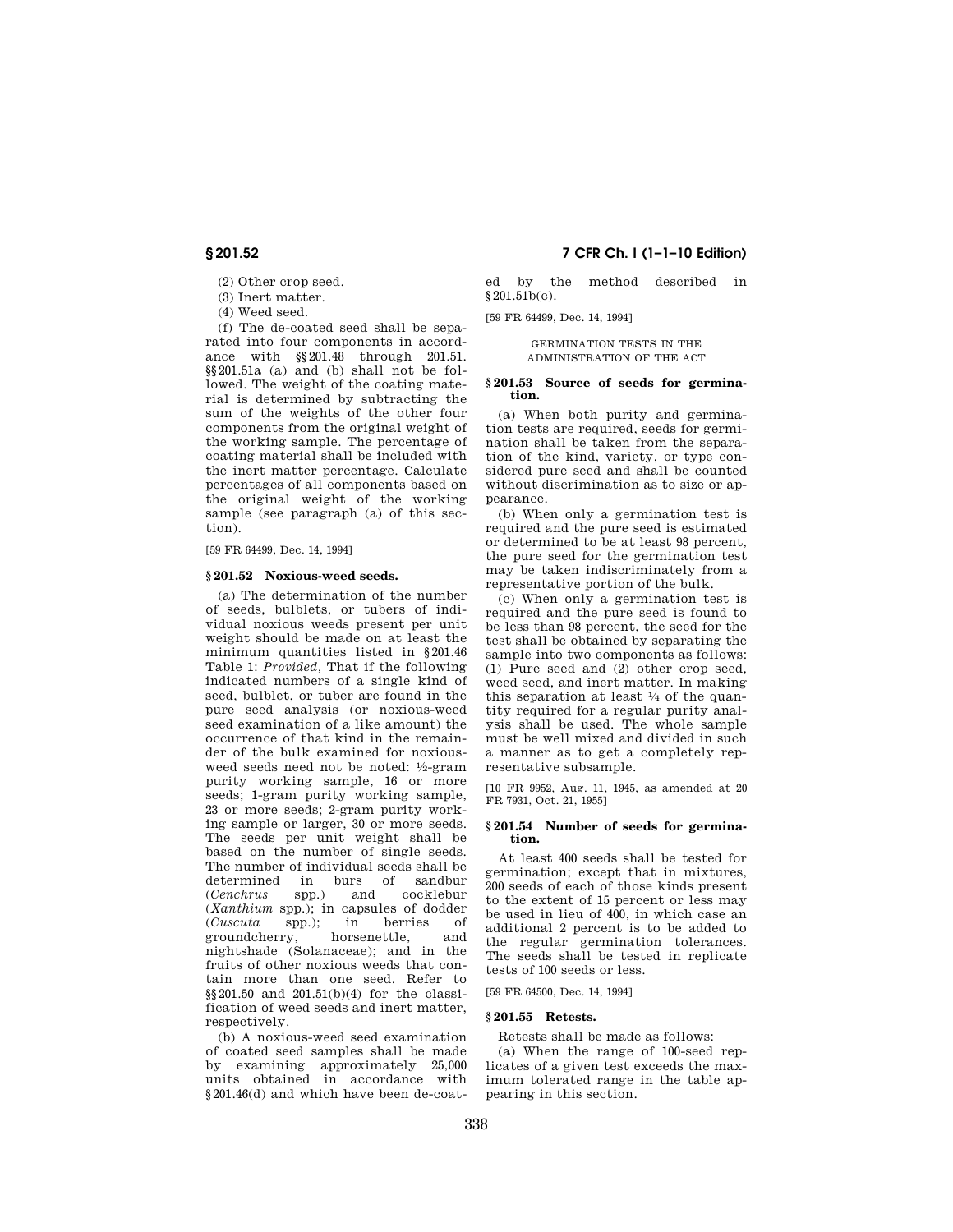(2) Other crop seed.

(3) Inert matter.

(4) Weed seed.

(f) The de-coated seed shall be separated into four components in accordance with §§201.48 through 201.51. §§201.51a (a) and (b) shall not be followed. The weight of the coating material is determined by subtracting the sum of the weights of the other four components from the original weight of the working sample. The percentage of coating material shall be included with the inert matter percentage. Calculate percentages of all components based on the original weight of the working sample (see paragraph (a) of this section).

[59 FR 64499, Dec. 14, 1994]

### § 201.52 Noxious-weed seeds.

(a) The determination of the number of seeds, bulblets, or tubers of individual noxious weeds present per unit weight should be made on at least the minimum quantities listed in §201.46 Table 1: *Provided*, That if the following indicated numbers of a single kind of seed, bulblet, or tuber are found in the pure seed analysis (or noxious-weed seed examination of a like amount) the occurrence of that kind in the remainder of the bulk examined for noxious-weed seeds need not be noted: ½-gram purity working sample, 16 or more seeds; 1-gram purity working sample, 23 or more seeds; 2-gram purity working sample or larger, 30 or more seeds. The seeds per unit weight shall be based on the number of single seeds. The number of individual seeds shall be determined in burs of sandbur (*Cenchrus* spp.) and cocklebur (*Xanthium* spp.); in capsules of dodder (*Cuscuta* spp.); in berries of groundcherry, horsenettle, and nightshade (Solanaceae); and in the fruits of other noxious weeds that contain more than one seed. Refer to §§201.50 and 201.51(b)(4) for the classification of weed seeds and inert matter, respectively.

(b) A noxious-weed seed examination of coated seed samples shall be made by examining approximately 25,000 units obtained in accordance with §201.46(d) and which have been de-coated by the method described in §201.51b(c).

[59 FR 64499, Dec. 14, 1994]

## GERMINATION TESTS IN THE ADMINISTRATION OF THE ACT

### § 201.53 Source of seeds for germination.

(a) When both purity and germination tests are required, seeds for germination shall be taken from the separation of the kind, variety, or type considered pure seed and shall be counted without discrimination as to size or appearance.

(b) When only a germination test is required and the pure seed is estimated or determined to be at least 98 percent, the pure seed for the germination test may be taken indiscriminately from a representative portion of the bulk.

(c) When only a germination test is required and the pure seed is found to be less than 98 percent, the seed for the test shall be obtained by separating the sample into two components as follows: (1) Pure seed and (2) other crop seed, weed seed, and inert matter. In making this separation at least ¼ of the quantity required for a regular purity analysis shall be used. The whole sample must be well mixed and divided in such a manner as to get a completely representative subsample.

[10 FR 9952, Aug. 11, 1945, as amended at 20 FR 7931, Oct. 21, 1955]

### § 201.54 Number of seeds for germination.

At least 400 seeds shall be tested for germination; except that in mixtures, 200 seeds of each of those kinds present to the extent of 15 percent or less may be used in lieu of 400, in which case an additional 2 percent is to be added to the regular germination tolerances. The seeds shall be tested in replicate tests of 100 seeds or less.

[59 FR 64500, Dec. 14, 1994]

### § 201.55 Retests.

Retests shall be made as follows:

(a) When the range of 100-seed replicates of a given test exceeds the maximum tolerated range in the table appearing in this section.